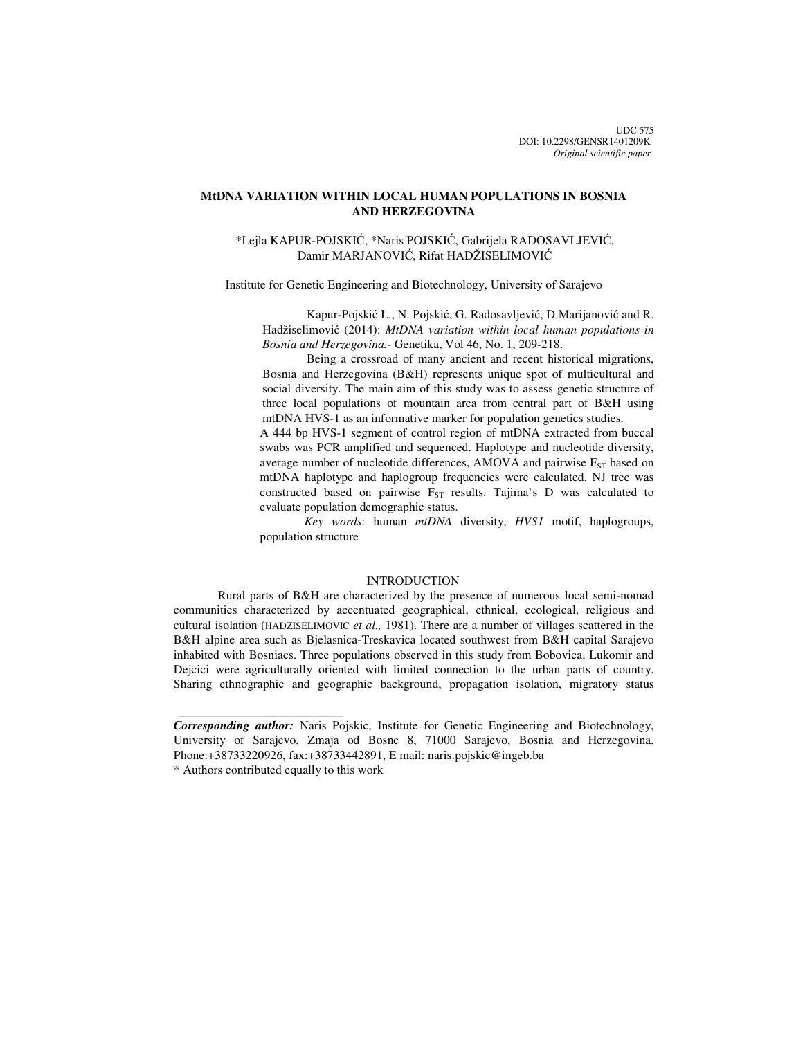UDC 575
DOI: 10.2298/GENSR1401209K
*Original scientific paper*

# MtDNA VARIATION WITHIN LOCAL HUMAN POPULATIONS IN BOSNIA AND HERZEGOVINA

*Lejla KAPUR-POJSKIĆ, *Naris POJSKIĆ, Gabrijela RADOSAVLJEVIĆ, Damir MARJANOVIĆ, Rifat HADŽISELIMOVIĆ

Institute for Genetic Engineering and Biotechnology, University of Sarajevo

Kapur-Pojskić L., N. Pojskić, G. Radosavljević, D.Marijanović and R. Hadžiselimović (2014): *MtDNA variation within local human populations in Bosnia and Herzegovina.*- Genetika, Vol 46, No. 1, 209-218.

Being a crossroad of many ancient and recent historical migrations, Bosnia and Herzegovina (B&H) represents unique spot of multicultural and social diversity. The main aim of this study was to assess genetic structure of three local populations of mountain area from central part of B&H using mtDNA HVS-1 as an informative marker for population genetics studies.
A 444 bp HVS-1 segment of control region of mtDNA extracted from buccal swabs was PCR amplified and sequenced. Haplotype and nucleotide diversity, average number of nucleotide differences, AMOVA and pairwise $F_{ST}$ based on mtDNA haplotype and haplogroup frequencies were calculated. NJ tree was constructed based on pairwise $F_{ST}$ results. Tajima's D was calculated to evaluate population demographic status.

*Key words*: human *mtDNA* diversity, *HVS1* motif, haplogroups, population structure

## INTRODUCTION

Rural parts of B&H are characterized by the presence of numerous local semi-nomad communities characterized by accentuated geographical, ethnical, ecological, religious and cultural isolation (HADZISELIMOVIC *et al.,* 1981). There are a number of villages scattered in the B&H alpine area such as Bjelasnica-Treskavica located southwest from B&H capital Sarajevo inhabited with Bosniacs. Three populations observed in this study from Bobovica, Lukomir and Dejcici were agriculturally oriented with limited connection to the urban parts of country. Sharing ethnographic and geographic background, propagation isolation, migratory status

---

***Corresponding author:*** Naris Pojskic, Institute for Genetic Engineering and Biotechnology, University of Sarajevo, Zmaja od Bosne 8, 71000 Sarajevo, Bosnia and Herzegovina, Phone:+38733220926, fax:+38733442891, E mail: naris.pojskic@ingeb.ba
* Authors contributed equally to this work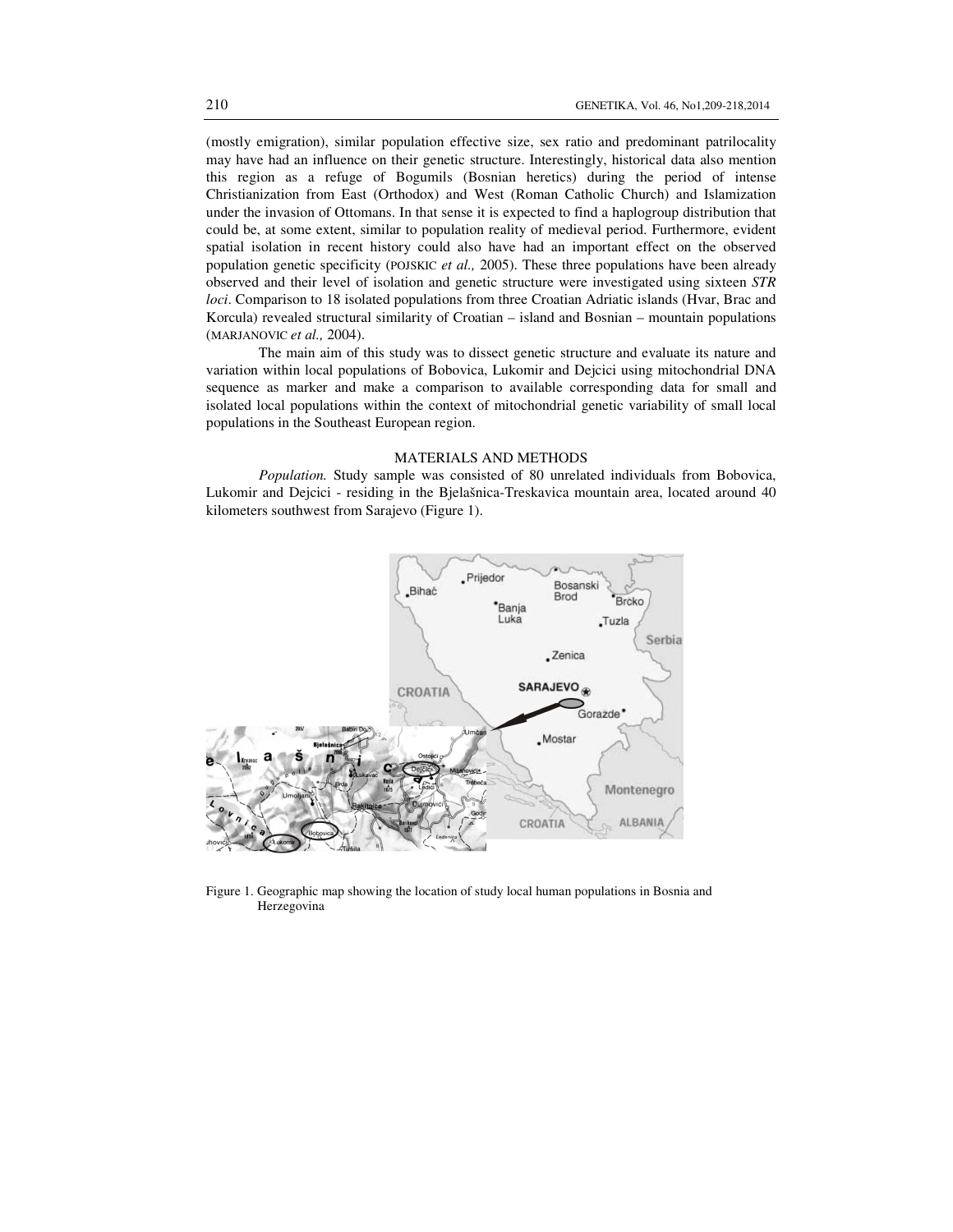(mostly emigration), similar population effective size, sex ratio and predominant patrilocality may have had an influence on their genetic structure. Interestingly, historical data also mention this region as a refuge of Bogumils (Bosnian heretics) during the period of intense Christianization from East (Orthodox) and West (Roman Catholic Church) and Islamization under the invasion of Ottomans. In that sense it is expected to find a haplogroup distribution that could be, at some extent, similar to population reality of medieval period. Furthermore, evident spatial isolation in recent history could also have had an important effect on the observed population genetic specificity (POJSKIC *et al.,* 2005). These three populations have been already observed and their level of isolation and genetic structure were investigated using sixteen *STR loci*. Comparison to 18 isolated populations from three Croatian Adriatic islands (Hvar, Brac and Korcula) revealed structural similarity of Croatian – island and Bosnian – mountain populations (MARJANOVIC *et al.,* 2004).

The main aim of this study was to dissect genetic structure and evaluate its nature and variation within local populations of Bobovica, Lukomir and Dejcici using mitochondrial DNA sequence as marker and make a comparison to available corresponding data for small and isolated local populations within the context of mitochondrial genetic variability of small local populations in the Southeast European region.

## MATERIALS AND METHODS

*Population.* Study sample was consisted of 80 unrelated individuals from Bobovica, Lukomir and Dejcici - residing in the Bjelašnica-Treskavica mountain area, located around 40 kilometers southwest from Sarajevo (Figure 1).

Figure 1. Geographic map showing the location of study local human populations in Bosnia and Herzegovina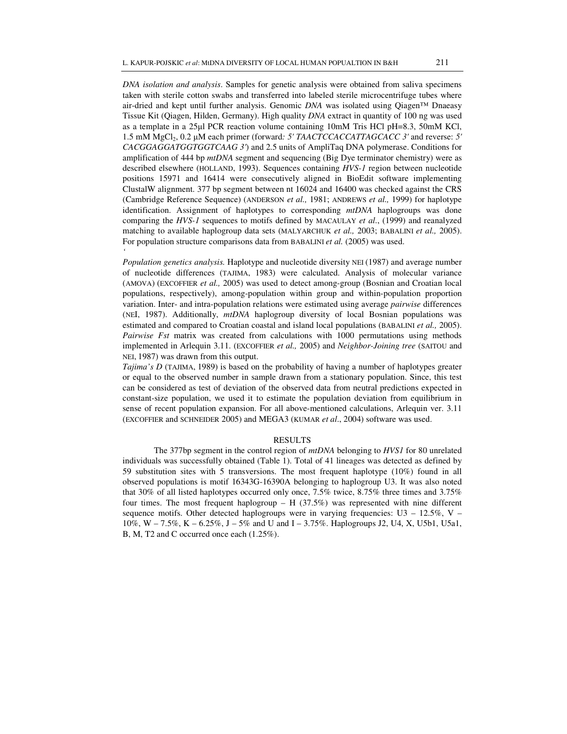*DNA isolation and analysis*. Samples for genetic analysis were obtained from saliva specimens taken with sterile cotton swabs and transferred into labeled sterile microcentrifuge tubes where air-dried and kept until further analysis. Genomic *DNA* was isolated using Qiagen™ Dnaeasy Tissue Kit (Qiagen, Hilden, Germany). High quality *DNA* extract in quantity of 100 ng was used as a template in a 25µl PCR reaction volume containing 10mM Tris HCl pH=8.3, 50mM KCl, 1.5 mM $MgCl_2$, 0.2 µM each primer (forward*: 5' TAACTCCACCATTAGCACC 3'* and reverse: *5' CACGGAGGATGGTGGTCAAG 3'*) and 2.5 units of AmpliTaq DNA polymerase. Conditions for amplification of 444 bp *mtDNA* segment and sequencing (Big Dye terminator chemistry) were as described elsewhere (HOLLAND, 1993). Sequences containing *HVS-1* region between nucleotide positions 15971 and 16414 were consecutively aligned in BioEdit software implementing ClustalW alignment. 377 bp segment between nt 16024 and 16400 was checked against the CRS (Cambridge Reference Sequence) (ANDERSON *et al.,* 1981; ANDREWS *et al.,* 1999) for haplotype identification. Assignment of haplotypes to corresponding *mtDNA* haplogroups was done comparing the *HVS-1* sequences to motifs defined by MACAULAY *et al*., (1999) and reanalyzed matching to available haplogroup data sets (MALYARCHUK *et al.,* 2003; BABALINI *et al.,* 2005). For population structure comparisons data from BABALINI *et al.* (2005) was used.

*Population genetics analysis.* Haplotype and nucleotide diversity NEI (1987) and average number of nucleotide differences (TAJIMA, 1983) were calculated. Analysis of molecular variance (AMOVA) (EXCOFFIER *et al.,* 2005) was used to detect among-group (Bosnian and Croatian local populations, respectively), among-population within group and within-population proportion variation. Inter- and intra-population relations were estimated using average *pairwise* differences (NEI, 1987). Additionally, *mtDNA* haplogroup diversity of local Bosnian populations was estimated and compared to Croatian coastal and island local populations (BABALINI *et al.,* 2005). *Pairwise Fst* matrix was created from calculations with 1000 permutations using methods implemented in Arlequin 3.11. (EXCOFFIER *et al.,* 2005) and *Neighbor-Joining tree* (SAITOU and NEI, 1987) was drawn from this output.

*Tajima's D* (TAJIMA, 1989) is based on the probability of having a number of haplotypes greater or equal to the observed number in sample drawn from a stationary population. Since, this test can be considered as test of deviation of the observed data from neutral predictions expected in constant-size population, we used it to estimate the population deviation from equilibrium in sense of recent population expansion. For all above-mentioned calculations, Arlequin ver. 3.11 (EXCOFFIER and SCHNEIDER 2005) and MEGA3 (KUMAR *et al*., 2004) software was used.

## RESULTS

The 377bp segment in the control region of *mtDNA* belonging to *HVS1* for 80 unrelated individuals was successfully obtained (Table 1). Total of 41 lineages was detected as defined by 59 substitution sites with 5 transversions. The most frequent haplotype (10%) found in all observed populations is motif 16343G-16390A belonging to haplogroup U3. It was also noted that 30% of all listed haplotypes occurred only once, 7.5% twice, 8.75% three times and 3.75% four times. The most frequent haplogroup – H (37.5%) was represented with nine different sequence motifs. Other detected haplogroups were in varying frequencies: U3 – 12.5%, V – 10%, W – 7.5%, K – 6.25%, J – 5% and U and I – 3.75%. Haplogroups J2, U4, X, U5b1, U5a1, B, M, T2 and C occurred once each (1.25%).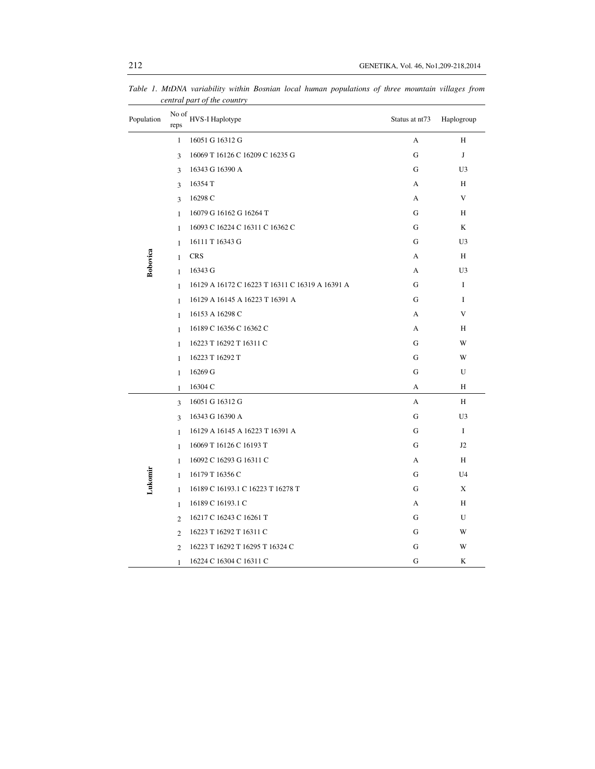*Table 1. MtDNA variability within Bosnian local human populations of three mountain villages from central part of the country*

| Population | No of reps | HVS-I Haplotype | Status at nt73 | Haplogroup |
|---|---|---|---|---|
| **Bobovica** | 1 | 16051 G 16312 G | A | H |
| | 3 | 16069 T 16126 C 16209 C 16235 G | G | J |
| | 3 | 16343 G 16390 A | G | U3 |
| | 3 | 16354 T | A | H |
| | 3 | 16298 C | A | V |
| | 1 | 16079 G 16162 G 16264 T | G | H |
| | 1 | 16093 C 16224 C 16311 C 16362 C | G | K |
| | 1 | 16111 T 16343 G | G | U3 |
| | 1 | CRS | A | H |
| | 1 | 16343 G | A | U3 |
| | 1 | 16129 A 16172 C 16223 T 16311 C 16319 A 16391 A | G | I |
| | 1 | 16129 A 16145 A 16223 T 16391 A | G | I |
| | 1 | 16153 A 16298 C | A | V |
| | 1 | 16189 C 16356 C 16362 C | A | H |
| | 1 | 16223 T 16292 T 16311 C | G | W |
| | 1 | 16223 T 16292 T | G | W |
| | 1 | 16269 G | G | U |
| | 1 | 16304 C | A | H |
| **Lukomir** | 3 | 16051 G 16312 G | A | H |
| | 3 | 16343 G 16390 A | G | U3 |
| | 1 | 16129 A 16145 A 16223 T 16391 A | G | I |
| | 1 | 16069 T 16126 C 16193 T | G | J2 |
| | 1 | 16092 C 16293 G 16311 C | A | H |
| | 1 | 16179 T 16356 C | G | U4 |
| | 1 | 16189 C 16193.1 C 16223 T 16278 T | G | X |
| | 1 | 16189 C 16193.1 C | A | H |
| | 2 | 16217 C 16243 C 16261 T | G | U |
| | 2 | 16223 T 16292 T 16311 C | G | W |
| | 2 | 16223 T 16292 T 16295 T 16324 C | G | W |
| | 1 | 16224 C 16304 C 16311 C | G | K |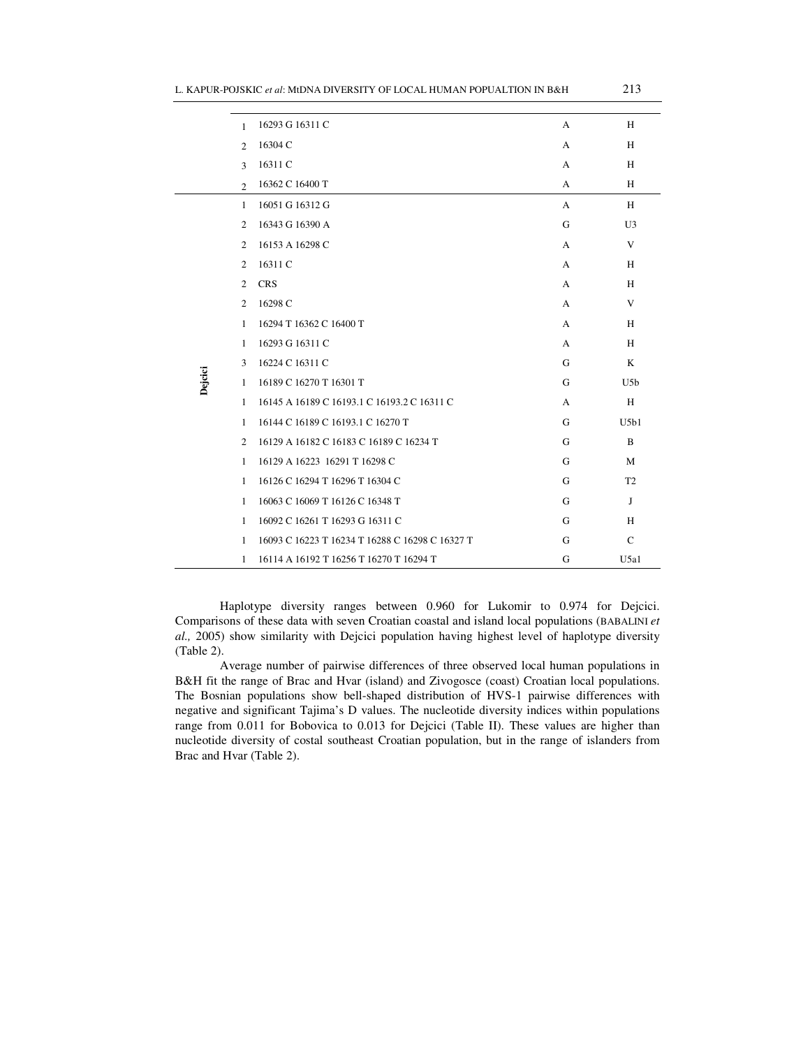| | | | | |
|---|---|---|---|---|
| | 1 | 16293 G 16311 C | A | H |
| | 2 | 16304 C | A | H |
| | 3 | 16311 C | A | H |
| | 2 | 16362 C 16400 T | A | H |
| Dejcici | 1 | 16051 G 16312 G | A | H |
| | 2 | 16343 G 16390 A | G | U3 |
| | 2 | 16153 A 16298 C | A | V |
| | 2 | 16311 C | A | H |
| | 2 | CRS | A | H |
| | 2 | 16298 C | A | V |
| | 1 | 16294 T 16362 C 16400 T | A | H |
| | 1 | 16293 G 16311 C | A | H |
| | 3 | 16224 C 16311 C | G | K |
| | 1 | 16189 C 16270 T 16301 T | G | U5b |
| | 1 | 16145 A 16189 C 16193.1 C 16193.2 C 16311 C | A | H |
| | 1 | 16144 C 16189 C 16193.1 C 16270 T | G | U5b1 |
| | 2 | 16129 A 16182 C 16183 C 16189 C 16234 T | G | B |
| | 1 | 16129 A 16223 16291 T 16298 C | G | M |
| | 1 | 16126 C 16294 T 16296 T 16304 C | G | T2 |
| | 1 | 16063 C 16069 T 16126 C 16348 T | G | J |
| | 1 | 16092 C 16261 T 16293 G 16311 C | G | H |
| | 1 | 16093 C 16223 T 16234 T 16288 C 16298 C 16327 T | G | C |
| | 1 | 16114 A 16192 T 16256 T 16270 T 16294 T | G | U5a1 |

Haplotype diversity ranges between 0.960 for Lukomir to 0.974 for Dejcici. Comparisons of these data with seven Croatian coastal and island local populations (BABALINI *et al.,* 2005) show similarity with Dejcici population having highest level of haplotype diversity (Table 2).

Average number of pairwise differences of three observed local human populations in B&H fit the range of Brac and Hvar (island) and Zivogosce (coast) Croatian local populations. The Bosnian populations show bell-shaped distribution of HVS-1 pairwise differences with negative and significant Tajima's D values. The nucleotide diversity indices within populations range from 0.011 for Bobovica to 0.013 for Dejcici (Table II). These values are higher than nucleotide diversity of costal southeast Croatian population, but in the range of islanders from Brac and Hvar (Table 2).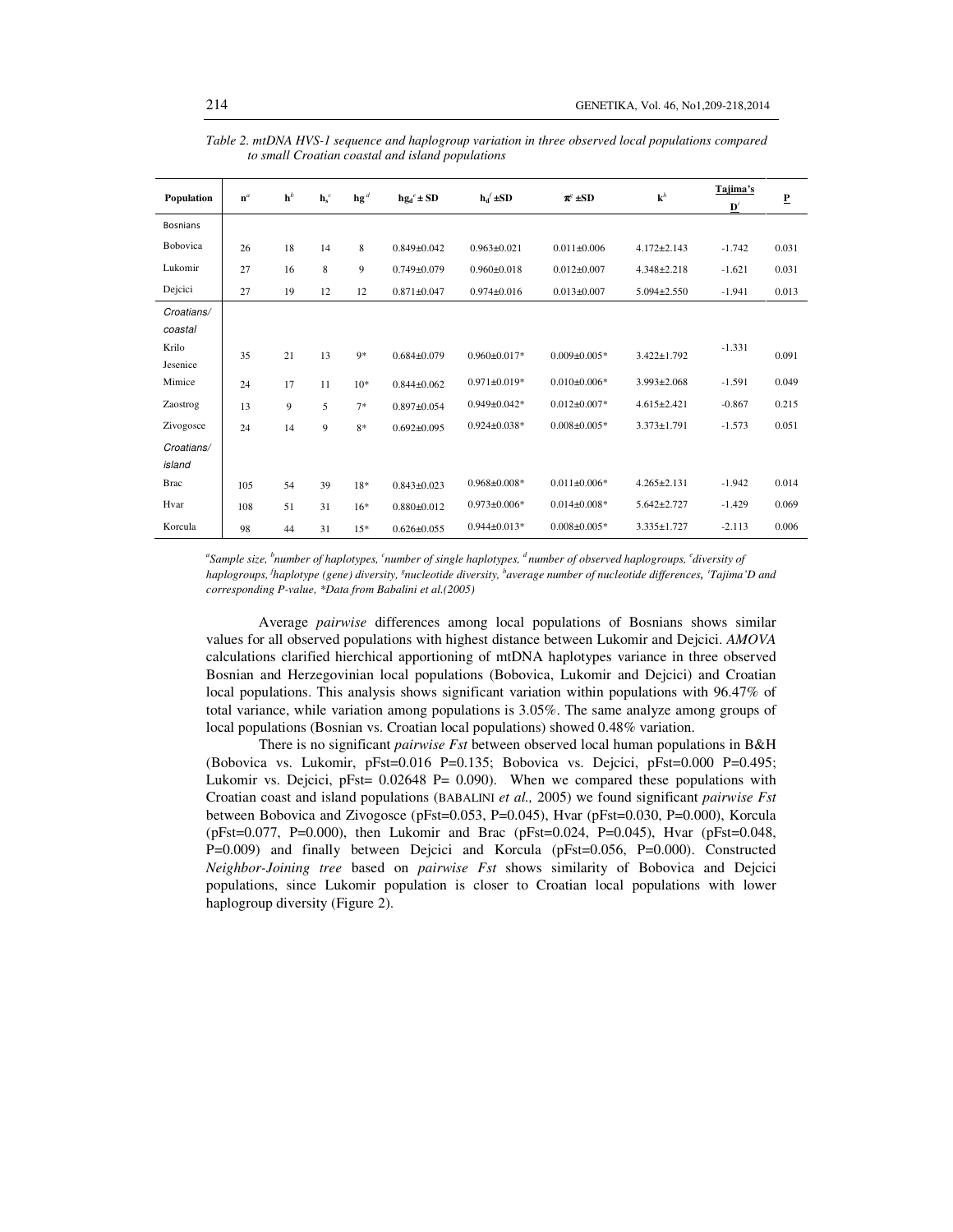*Table 2. mtDNA HVS-1 sequence and haplogroup variation in three observed local populations compared to small Croatian coastal and island populations*

| Population | n[a] | h[b] | $h_s$[c] | hg[d] | $hg_d$[e] ± SD | $h_d$[f] ±SD | π[g] ±SD | k[h] | Tajima's D[i] | P |
|---|---|---|---|---|---|---|---|---|---|---|
| Bosnians | | | | | | | | | | |
| Bobovica | 26 | 18 | 14 | 8 | 0.849±0.042 | 0.963±0.021 | 0.011±0.006 | 4.172±2.143 | -1.742 | 0.031 |
| Lukomir | 27 | 16 | 8 | 9 | 0.749±0.079 | 0.960±0.018 | 0.012±0.007 | 4.348±2.218 | -1.621 | 0.031 |
| Dejcici | 27 | 19 | 12 | 12 | 0.871±0.047 | 0.974±0.016 | 0.013±0.007 | 5.094±2.550 | -1.941 | 0.013 |
| *Croatians/ coastal* | | | | | | | | | | |
| Krilo Jesenice | 35 | 21 | 13 | 9* | 0.684±0.079 | 0.960±0.017* | 0.009±0.005* | 3.422±1.792 | -1.331 | 0.091 |
| Mimice | 24 | 17 | 11 | 10* | 0.844±0.062 | 0.971±0.019* | 0.010±0.006* | 3.993±2.068 | -1.591 | 0.049 |
| Zaostrog | 13 | 9 | 5 | 7* | 0.897±0.054 | 0.949±0.042* | 0.012±0.007* | 4.615±2.421 | -0.867 | 0.215 |
| Zivogosce | 24 | 14 | 9 | 8* | 0.692±0.095 | 0.924±0.038* | 0.008±0.005* | 3.373±1.791 | -1.573 | 0.051 |
| *Croatians/ island* | | | | | | | | | | |
| Brac | 105 | 54 | 39 | 18* | 0.843±0.023 | 0.968±0.008* | 0.011±0.006* | 4.265±2.131 | -1.942 | 0.014 |
| Hvar | 108 | 51 | 31 | 16* | 0.880±0.012 | 0.973±0.006* | 0.014±0.008* | 5.642±2.727 | -1.429 | 0.069 |
| Korcula | 98 | 44 | 31 | 15* | 0.626±0.055 | 0.944±0.013* | 0.008±0.005* | 3.335±1.727 | -2.113 | 0.006 |

*[a]Sample size, [b]number of haplotypes, [c]number of single haplotypes, [d]number of observed haplogroups, [e]diversity of haplogroups, [f]haplotype (gene) diversity, [g]nucleotide diversity, [h]average number of nucleotide differences, [i]Tajima'D and corresponding P-value, \*Data from Babalini et al.(2005)*

Average *pairwise* differences among local populations of Bosnians shows similar values for all observed populations with highest distance between Lukomir and Dejcici. *AMOVA* calculations clarified hierchical apportioning of mtDNA haplotypes variance in three observed Bosnian and Herzegovinian local populations (Bobovica, Lukomir and Dejcici) and Croatian local populations. This analysis shows significant variation within populations with 96.47% of total variance, while variation among populations is 3.05%. The same analyze among groups of local populations (Bosnian vs. Croatian local populations) showed 0.48% variation.

There is no significant *pairwise Fst* between observed local human populations in B&H (Bobovica vs. Lukomir, pFst=0.016 P=0.135; Bobovica vs. Dejcici, pFst=0.000 P=0.495; Lukomir vs. Dejcici, pFst= 0.02648 P= 0.090). When we compared these populations with Croatian coast and island populations (BABALINI *et al.,* 2005) we found significant *pairwise Fst* between Bobovica and Zivogosce (pFst=0.053, P=0.045), Hvar (pFst=0.030, P=0.000), Korcula (pFst=0.077, P=0.000), then Lukomir and Brac (pFst=0.024, P=0.045), Hvar (pFst=0.048, P=0.009) and finally between Dejcici and Korcula (pFst=0.056, P=0.000). Constructed *Neighbor-Joining tree* based on *pairwise Fst* shows similarity of Bobovica and Dejcici populations, since Lukomir population is closer to Croatian local populations with lower haplogroup diversity (Figure 2).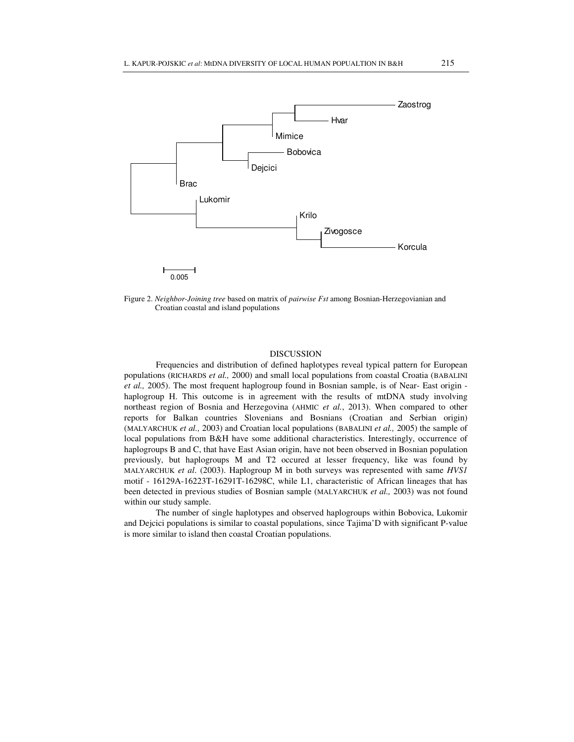Figure 2. *Neighbor-Joining tree* based on matrix of *pairwise Fst* among Bosnian-Herzegovianian and Croatian coastal and island populations

## DISCUSSION

Frequencies and distribution of defined haplotypes reveal typical pattern for European populations (RICHARDS *et al.,* 2000) and small local populations from coastal Croatia (BABALINI *et al.,* 2005). The most frequent haplogroup found in Bosnian sample, is of Near- East origin - haplogroup H. This outcome is in agreement with the results of mtDNA study involving northeast region of Bosnia and Herzegovina (AHMIC *et al.*, 2013). When compared to other reports for Balkan countries Slovenians and Bosnians (Croatian and Serbian origin) (MALYARCHUK *et al.,* 2003) and Croatian local populations (BABALINI *et al.,* 2005) the sample of local populations from B&H have some additional characteristics. Interestingly, occurrence of haplogroups B and C, that have East Asian origin, have not been observed in Bosnian population previously, but haplogroups M and T2 occured at lesser frequency, like was found by MALYARCHUK *et al*. (2003). Haplogroup M in both surveys was represented with same *HVS1* motif - 16129A-16223T-16291T-16298C, while L1, characteristic of African lineages that has been detected in previous studies of Bosnian sample (MALYARCHUK *et al.,* 2003) was not found within our study sample.

The number of single haplotypes and observed haplogroups within Bobovica, Lukomir and Dejcici populations is similar to coastal populations, since Tajima'D with significant P-value is more similar to island then coastal Croatian populations.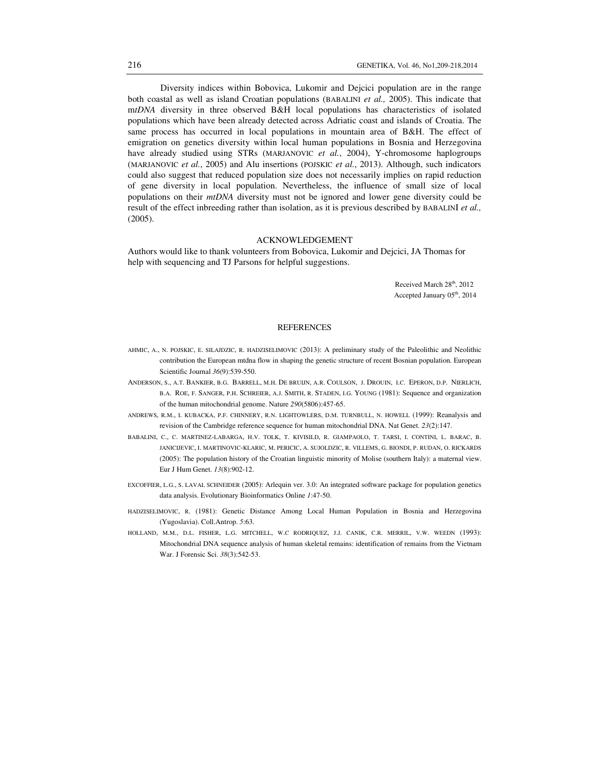Diversity indices within Bobovica, Lukomir and Dejcici population are in the range both coastal as well as island Croatian populations (BABALINI *et al.,* 2005). This indicate that m*tDNA* diversity in three observed B&H local populations has characteristics of isolated populations which have been already detected across Adriatic coast and islands of Croatia. The same process has occurred in local populations in mountain area of B&H. The effect of emigration on genetics diversity within local human populations in Bosnia and Herzegovina have already studied using STRs (MARJANOVIC *et al.*, 2004), Y-chromosome haplogroups (MARJANOVIC *et al.*, 2005) and Alu insertions (POJSKIC *et al.*, 2013). Although, such indicators could also suggest that reduced population size does not necessarily implies on rapid reduction of gene diversity in local population. Nevertheless, the influence of small size of local populations on their *mtDNA* diversity must not be ignored and lower gene diversity could be result of the effect inbreeding rather than isolation, as it is previous described by BABALINI *et al.,* (2005).

## ACKNOWLEDGEMENT

Authors would like to thank volunteers from Bobovica, Lukomir and Dejcici, JA Thomas for help with sequencing and TJ Parsons for helpful suggestions.

Received March 28th, 2012
Accepted January 05th, 2014

## REFERENCES

AHMIC, A., N. POJSKIC, E. SILAJDZIC, R. HADZISELIMOVIC (2013): A preliminary study of the Paleolithic and Neolithic contribution the European mtdna flow in shaping the genetic structure of recent Bosnian population. European Scientific Journal *36*(9):539-550.

ANDERSON, S., A.T. BANKIER, B.G. BARRELL, M.H. DE BRUIJN, A.R. COULSON, J. DROUIN, I.C. EPERON, D.P. NIERLICH, B.A. ROE, F. SANGER, P.H. SCHREIER, A.J. SMITH, R. STADEN, I.G. YOUNG (1981): Sequence and organization of the human mitochondrial genome. Nature *290*(5806):457-65.

ANDREWS, R.M., I. KUBACKA, P.F. CHINNERY, R.N. LIGHTOWLERS, D.M. TURNBULL, N. HOWELL (1999): Reanalysis and revision of the Cambridge reference sequence for human mitochondrial DNA. Nat Genet. *23*(2):147.

BABALINI, C., C. MARTINEZ-LABARGA, H.V. TOLK, T. KIVISILD, R. GIAMPAOLO, T. TARSI, I. CONTINI, L. BARAC, B. JANICIJEVIC, I. MARTINOVIC-KLARIC, M. PERICIC, A. SUJOLDZIC, R. VILLEMS, G. BIONDI, P. RUDAN, O. RICKARDS (2005): The population history of the Croatian linguistic minority of Molise (southern Italy): a maternal view. Eur J Hum Genet. *13*(8):902-12.

EXCOFFIER, L.G., S. LAVAL SCHNEIDER (2005): Arlequin ver. 3.0: An integrated software package for population genetics data analysis. Evolutionary Bioinformatics Online *1*:47-50.

HADZISELIMOVIC, R. (1981): Genetic Distance Among Local Human Population in Bosnia and Herzegovina (Yugoslavia). Coll.Antrop. *5*:63.

HOLLAND, M.M., D.L. FISHER, L.G. MITCHELL, W.C RODRIQUEZ, J.J. CANIK, C.R. MERRIL, V.W. WEEDN (1993): Mitochondrial DNA sequence analysis of human skeletal remains: identification of remains from the Vietnam War. J Forensic Sci. *38*(3):542-53.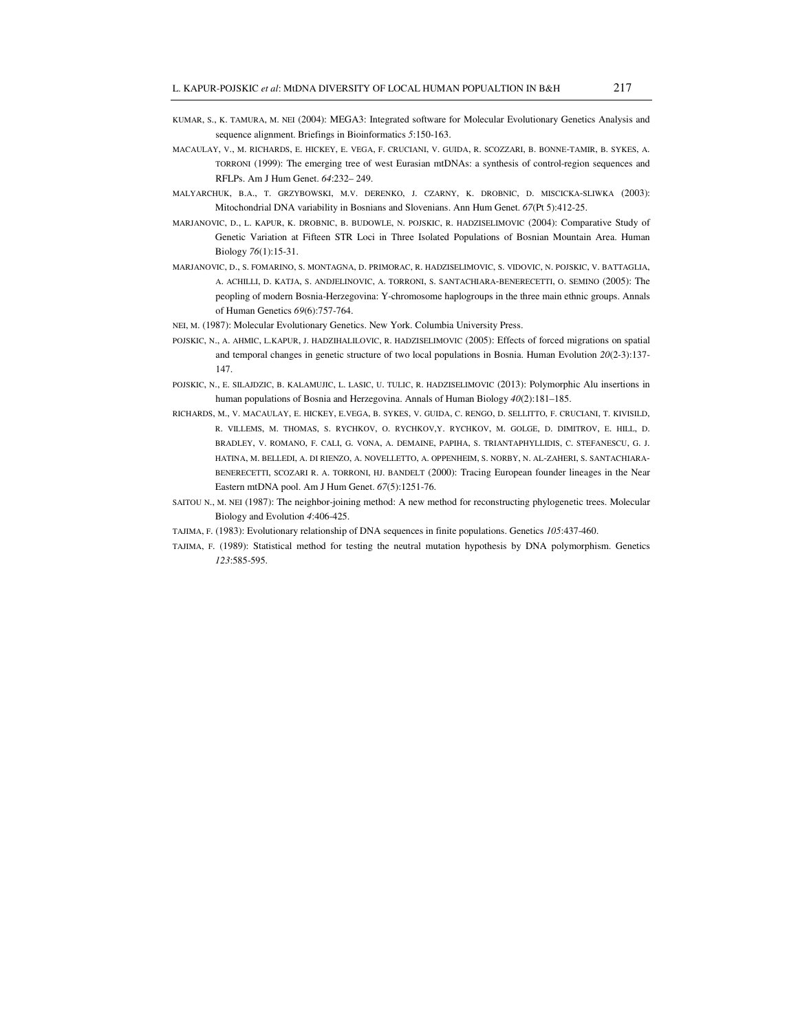KUMAR, S., K. TAMURA, M. NEI (2004): MEGA3: Integrated software for Molecular Evolutionary Genetics Analysis and sequence alignment. Briefings in Bioinformatics *5*:150-163.

MACAULAY, V., M. RICHARDS, E. HICKEY, E. VEGA, F. CRUCIANI, V. GUIDA, R. SCOZZARI, B. BONNE-TAMIR, B. SYKES, A. TORRONI (1999): The emerging tree of west Eurasian mtDNAs: a synthesis of control-region sequences and RFLPs. Am J Hum Genet. *64*:232– 249.

MALYARCHUK, B.A., T. GRZYBOWSKI, M.V. DERENKO, J. CZARNY, K. DROBNIC, D. MISCICKA-SLIWKA (2003): Mitochondrial DNA variability in Bosnians and Slovenians. Ann Hum Genet. *67*(Pt 5):412-25.

MARJANOVIC, D., L. KAPUR, K. DROBNIC, B. BUDOWLE, N. POJSKIC, R. HADZISELIMOVIC (2004): Comparative Study of Genetic Variation at Fifteen STR Loci in Three Isolated Populations of Bosnian Mountain Area. Human Biology *76*(1):15-31.

MARJANOVIC, D., S. FOMARINO, S. MONTAGNA, D. PRIMORAC, R. HADZISELIMOVIC, S. VIDOVIC, N. POJSKIC, V. BATTAGLIA, A. ACHILLI, D. KATJA, S. ANDJELINOVIC, A. TORRONI, S. SANTACHIARA-BENERECETTI, O. SEMINO (2005): The peopling of modern Bosnia-Herzegovina: Y-chromosome haplogroups in the three main ethnic groups. Annals of Human Genetics *69*(6):757-764.

NEI, M. (1987): Molecular Evolutionary Genetics. New York. Columbia University Press.

POJSKIC, N., A. AHMIC, L.KAPUR, J. HADZIHALILOVIC, R. HADZISELIMOVIC (2005): Effects of forced migrations on spatial and temporal changes in genetic structure of two local populations in Bosnia. Human Evolution *20*(2-3):137-147.

POJSKIC, N., E. SILAJDZIC, B. KALAMUJIC, L. LASIC, U. TULIC, R. HADZISELIMOVIC (2013): Polymorphic Alu insertions in human populations of Bosnia and Herzegovina. Annals of Human Biology *40*(2):181–185.

RICHARDS, M., V. MACAULAY, E. HICKEY, E.VEGA, B. SYKES, V. GUIDA, C. RENGO, D. SELLITTO, F. CRUCIANI, T. KIVISILD, R. VILLEMS, M. THOMAS, S. RYCHKOV, O. RYCHKOV,Y. RYCHKOV, M. GOLGE, D. DIMITROV, E. HILL, D. BRADLEY, V. ROMANO, F. CALI, G. VONA, A. DEMAINE, PAPIHA, S. TRIANTAPHYLLIDIS, C. STEFANESCU, G. J. HATINA, M. BELLEDI, A. DI RIENZO, A. NOVELLETTO, A. OPPENHEIM, S. NORBY, N. AL-ZAHERI, S. SANTACHIARA-BENERECETTI, SCOZARI R. A. TORRONI, HJ. BANDELT (2000): Tracing European founder lineages in the Near Eastern mtDNA pool. Am J Hum Genet. *67*(5):1251-76.

SAITOU N., M. NEI (1987): The neighbor-joining method: A new method for reconstructing phylogenetic trees. Molecular Biology and Evolution *4*:406-425.

TAJIMA, F. (1983): Evolutionary relationship of DNA sequences in finite populations. Genetics *105*:437-460.

TAJIMA, F. (1989): Statistical method for testing the neutral mutation hypothesis by DNA polymorphism. Genetics *123*:585-595.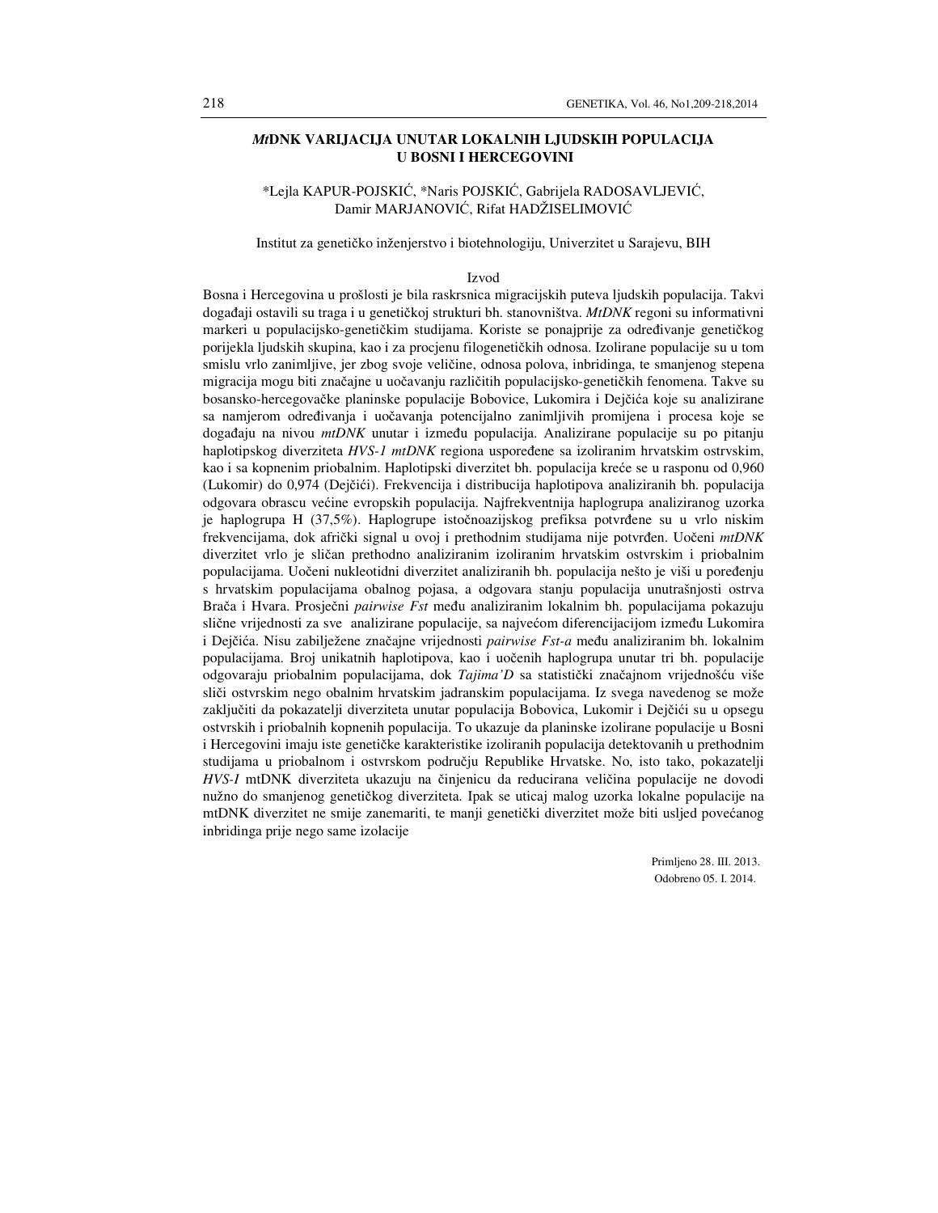# *Mt*DNK VARIJACIJA UNUTAR LOKALNIH LJUDSKIH POPULACIJA U BOSNI I HERCEGOVINI

*Lejla KAPUR-POJSKIĆ, *Naris POJSKIĆ, Gabrijela RADOSAVLJEVIĆ, Damir MARJANOVIĆ, Rifat HADŽISELIMOVIĆ

Institut za genetičko inženjerstvo i biotehnologiju, Univerzitet u Sarajevu, BIH

## Izvod

Bosna i Hercegovina u prošlosti je bila raskrsnica migracijskih puteva ljudskih populacija. Takvi događaji ostavili su traga i u genetičkoj strukturi bh. stanovništva. *MtDNK* regoni su informativni markeri u populacijsko-genetičkim studijama. Koriste se ponajprije za određivanje genetičkog porijekla ljudskih skupina, kao i za procjenu filogenetičkih odnosa. Izolirane populacije su u tom smislu vrlo zanimljive, jer zbog svoje veličine, odnosa polova, inbridinga, te smanjenog stepena migracija mogu biti značajne u uočavanju različitih populacijsko-genetičkih fenomena. Takve su bosansko-hercegovačke planinske populacije Bobovice, Lukomira i Dejčića koje su analizirane sa namjerom određivanja i uočavanja potencijalno zanimljivih promijena i procesa koje se događaju na nivou *mtDNK* unutar i između populacija. Analizirane populacije su po pitanju haplotipskog diverziteta *HVS-1 mtDNK* regiona uspoređene sa izoliranim hrvatskim ostrvskim, kao i sa kopnenim priobalnim. Haplotipski diverzitet bh. populacija kreće se u rasponu od 0,960 (Lukomir) do 0,974 (Dejčići). Frekvencija i distribucija haplotipova analiziranih bh. populacija odgovara obrascu većine evropskih populacija. Najfrekventnija haplogrupa analiziranog uzorka je haplogrupa H (37,5%). Haplogrupe istočnoazijskog prefiksa potvrđene su u vrlo niskim frekvencijama, dok afrički signal u ovoj i prethodnim studijama nije potvrđen. Uočeni *mtDNK* diverzitet vrlo je sličan prethodno analiziranim izoliranim hrvatskim ostvrskim i priobalnim populacijama. Uočeni nukleotidni diverzitet analiziranih bh. populacija nešto je viši u poređenju s hrvatskim populacijama obalnog pojasa, a odgovara stanju populacija unutrašnjosti ostrva Brača i Hvara. Prosječni *pairwise Fst* među analiziranim lokalnim bh. populacijama pokazuju slične vrijednosti za sve analizirane populacije, sa najvećom diferencijacijom između Lukomira i Dejčića. Nisu zabilježene značajne vrijednosti *pairwise Fst-a* među analiziranim bh. lokalnim populacijama. Broj unikatnih haplotipova, kao i uočenih haplogrupa unutar tri bh. populacije odgovaraju priobalnim populacijama, dok *Tajima'D* sa statistički značajnom vrijednošću više sliči ostvrskim nego obalnim hrvatskim jadranskim populacijama. Iz svega navedenog se može zaključiti da pokazatelji diverziteta unutar populacija Bobovica, Lukomir i Dejčići su u opsegu ostvrskih i priobalnih kopnenih populacija. To ukazuje da planinske izolirane populacije u Bosni i Hercegovini imaju iste genetičke karakteristike izoliranih populacija detektovanih u prethodnim studijama u priobalnom i ostvrskom području Republike Hrvatske. No, isto tako, pokazatelji *HVS-I* mtDNK diverziteta ukazuju na činjenicu da reducirana veličina populacije ne dovodi nužno do smanjenog genetičkog diverziteta. Ipak se uticaj malog uzorka lokalne populacije na mtDNK diverzitet ne smije zanemariti, te manji genetički diverzitet može biti usljed povećanog inbridinga prije nego same izolacije

Primljeno 28. III. 2013.
Odobreno 05. I. 2014.